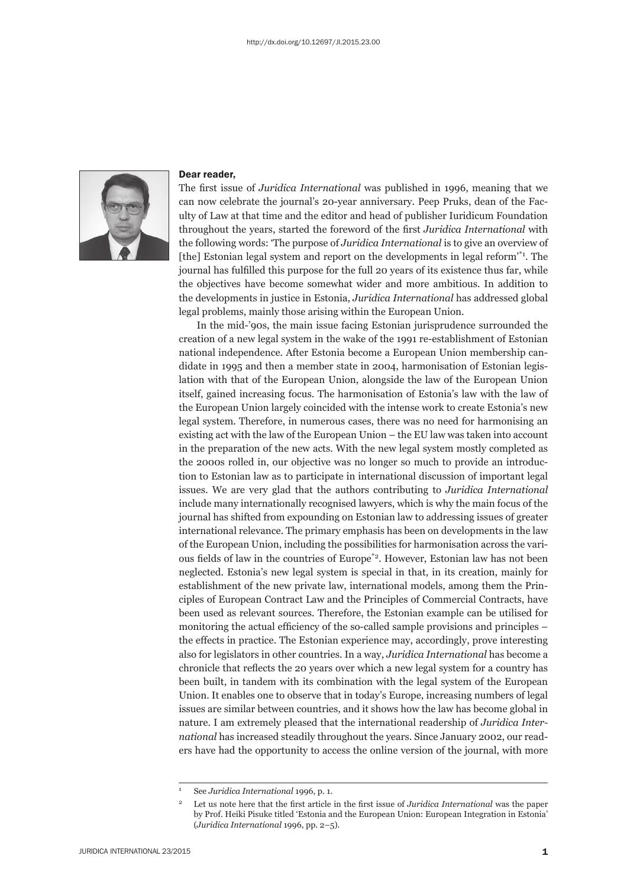http://dx.doi.org/10.12697/JI.2015.23.00

**Dear reader,**

The first issue of *Juridica International* was published in 1996, meaning that we can now celebrate the journal's 20-year anniversary. Peep Pruks, dean of the Faculty of Law at that time and the editor and head of publisher Iuridicum Foundation throughout the years, started the foreword of the first *Juridica International* with the following words: 'The purpose of *Juridica International* is to give an overview of [the] Estonian legal system and report on the developments in legal reform'[*1]. The journal has fulfilled this purpose for the full 20 years of its existence thus far, while the objectives have become somewhat wider and more ambitious. In addition to the developments in justice in Estonia, *Juridica International* has addressed global legal problems, mainly those arising within the European Union.

In the mid-'90s, the main issue facing Estonian jurisprudence surrounded the creation of a new legal system in the wake of the 1991 re-establishment of Estonian national independence. After Estonia become a European Union membership candidate in 1995 and then a member state in 2004, harmonisation of Estonian legislation with that of the European Union, alongside the law of the European Union itself, gained increasing focus. The harmonisation of Estonia's law with the law of the European Union largely coincided with the intense work to create Estonia's new legal system. Therefore, in numerous cases, there was no need for harmonising an existing act with the law of the European Union – the EU law was taken into account in the preparation of the new acts. With the new legal system mostly completed as the 2000s rolled in, our objective was no longer so much to provide an introduction to Estonian law as to participate in international discussion of important legal issues. We are very glad that the authors contributing to *Juridica International* include many internationally recognised lawyers, which is why the main focus of the journal has shifted from expounding on Estonian law to addressing issues of greater international relevance. The primary emphasis has been on developments in the law of the European Union, including the possibilities for harmonisation across the various fields of law in the countries of Europe[*2]. However, Estonian law has not been neglected. Estonia's new legal system is special in that, in its creation, mainly for establishment of the new private law, international models, among them the Principles of European Contract Law and the Principles of Commercial Contracts, have been used as relevant sources. Therefore, the Estonian example can be utilised for monitoring the actual efficiency of the so-called sample provisions and principles – the effects in practice. The Estonian experience may, accordingly, prove interesting also for legislators in other countries. In a way, *Juridica International* has become a chronicle that reflects the 20 years over which a new legal system for a country has been built, in tandem with its combination with the legal system of the European Union. It enables one to observe that in today's Europe, increasing numbers of legal issues are similar between countries, and it shows how the law has become global in nature. I am extremely pleased that the international readership of *Juridica International* has increased steadily throughout the years. Since January 2002, our readers have had the opportunity to access the online version of the journal, with more

---

1 See *Juridica International* 1996, p. 1.

2 Let us note here that the first article in the first issue of *Juridica International* was the paper by Prof. Heiki Pisuke titled 'Estonia and the European Union: European Integration in Estonia' (*Juridica International* 1996, pp. 2–5).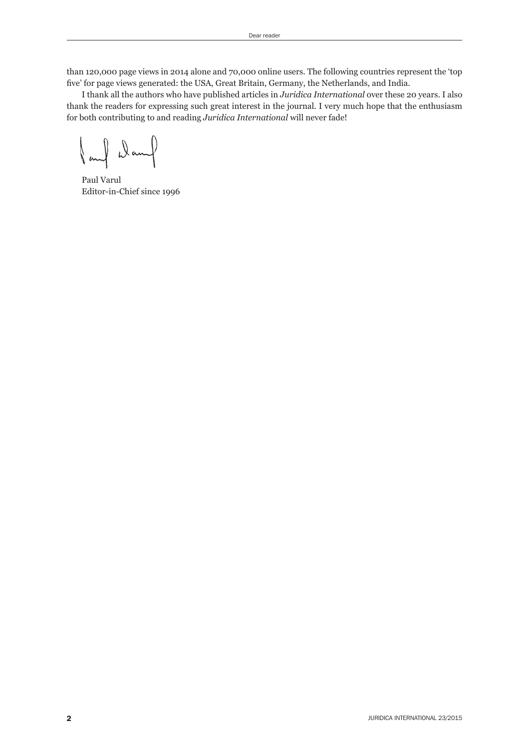than 120,000 page views in 2014 alone and 70,000 online users. The following countries represent the 'top five' for page views generated: the USA, Great Britain, Germany, the Netherlands, and India.

I thank all the authors who have published articles in *Juridica International* over these 20 years. I also thank the readers for expressing such great interest in the journal. I very much hope that the enthusiasm for both contributing to and reading *Juridica International* will never fade!

Paul Varul
Editor-in-Chief since 1996